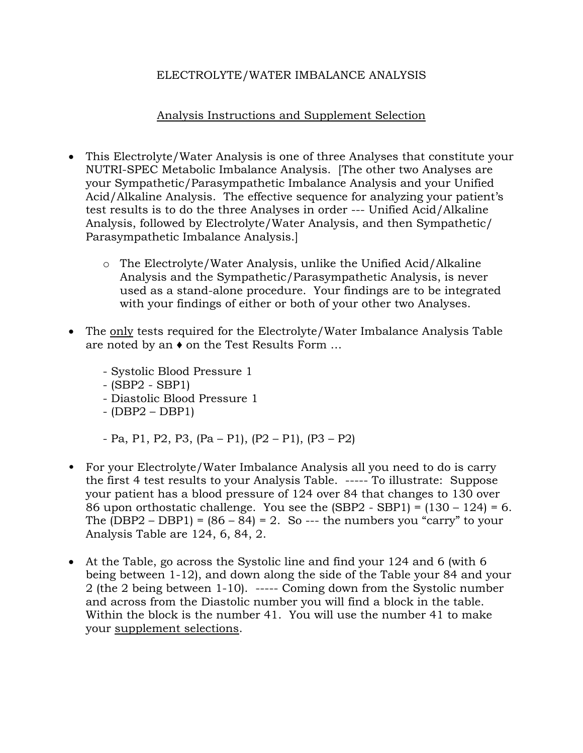# ELECTROLYTE/WATER IMBALANCE ANALYSIS

## Analysis Instructions and Supplement Selection

- This Electrolyte/Water Analysis is one of three Analyses that constitute your NUTRI-SPEC Metabolic Imbalance Analysis. [The other two Analyses are your Sympathetic/Parasympathetic Imbalance Analysis and your Unified Acid/Alkaline Analysis. The effective sequence for analyzing your patient's test results is to do the three Analyses in order --- Unified Acid/Alkaline Analysis, followed by Electrolyte/Water Analysis, and then Sympathetic/ Parasympathetic Imbalance Analysis.]
    - The Electrolyte/Water Analysis, unlike the Unified Acid/Alkaline Analysis and the Sympathetic/Parasympathetic Analysis, is never used as a stand-alone procedure. Your findings are to be integrated with your findings of either or both of your other two Analyses.

- The only tests required for the Electrolyte/Water Imbalance Analysis Table are noted by an ♦ on the Test Results Form …

    - Systolic Blood Pressure 1
    - (SBP2 - SBP1)
    - Diastolic Blood Pressure 1
    - (DBP2 – DBP1)

    - Pa, P1, P2, P3, (Pa – P1), (P2 – P1), (P3 – P2)

- For your Electrolyte/Water Imbalance Analysis all you need to do is carry the first 4 test results to your Analysis Table. ----- To illustrate: Suppose your patient has a blood pressure of 124 over 84 that changes to 130 over 86 upon orthostatic challenge. You see the (SBP2 - SBP1) = (130 – 124) = 6. The (DBP2 – DBP1) = (86 – 84) = 2. So --- the numbers you "carry" to your Analysis Table are 124, 6, 84, 2.

- At the Table, go across the Systolic line and find your 124 and 6 (with 6 being between 1-12), and down along the side of the Table your 84 and your 2 (the 2 being between 1-10). ----- Coming down from the Systolic number and across from the Diastolic number you will find a block in the table. Within the block is the number 41. You will use the number 41 to make your supplement selections.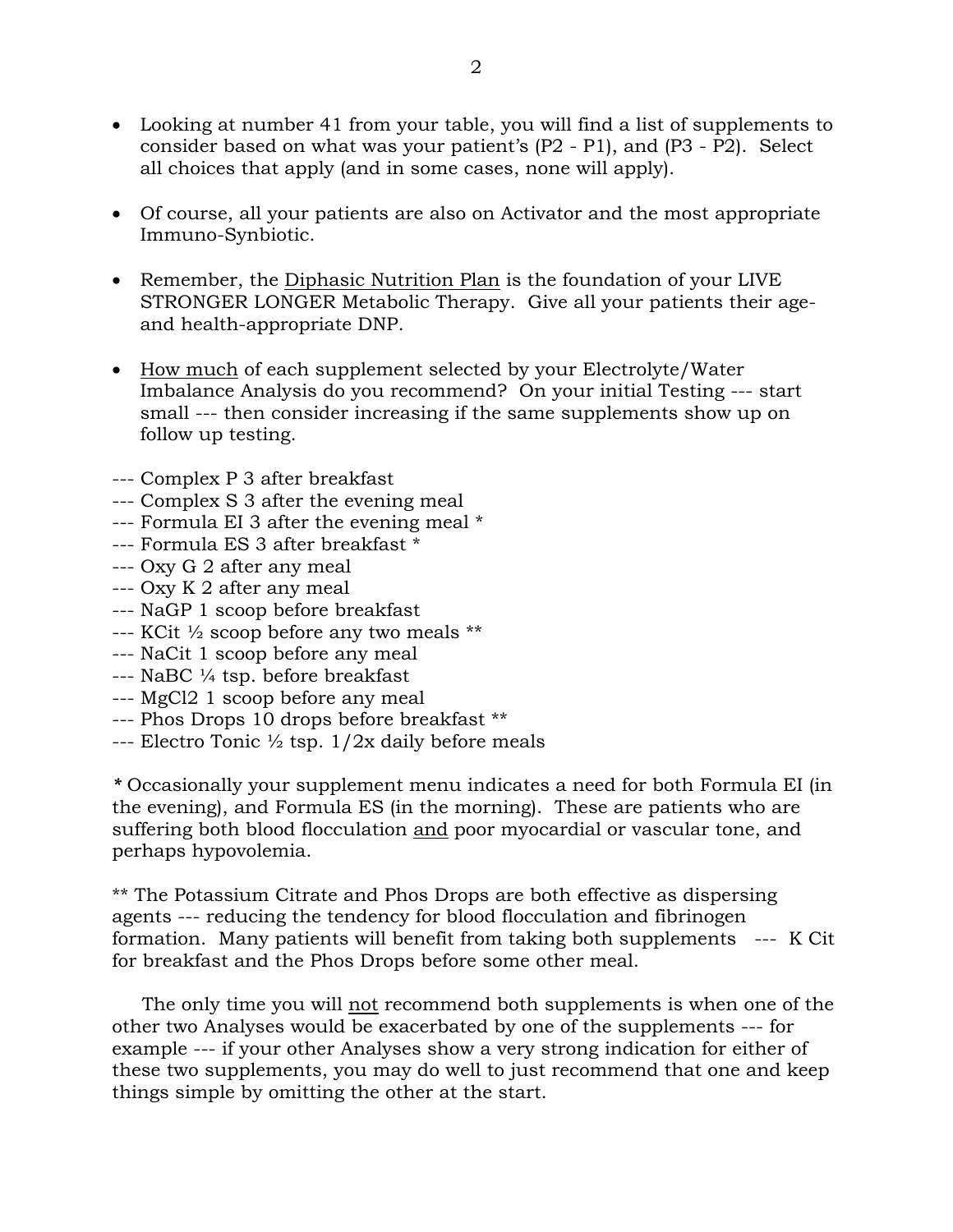- Looking at number 41 from your table, you will find a list of supplements to consider based on what was your patient's (P2 - P1), and (P3 - P2). Select all choices that apply (and in some cases, none will apply).

- Of course, all your patients are also on Activator and the most appropriate Immuno-Synbiotic.

- Remember, the <u>Diphasic Nutrition Plan</u> is the foundation of your LIVE STRONGER LONGER Metabolic Therapy. Give all your patients their age- and health-appropriate DNP.

- <u>How much</u> of each supplement selected by your Electrolyte/Water Imbalance Analysis do you recommend? On your initial Testing --- start small --- then consider increasing if the same supplements show up on follow up testing.

--- Complex P 3 after breakfast
--- Complex S 3 after the evening meal
--- Formula EI 3 after the evening meal *
--- Formula ES 3 after breakfast *
--- Oxy G 2 after any meal
--- Oxy K 2 after any meal
--- NaGP 1 scoop before breakfast
--- KCit ½ scoop before any two meals **
--- NaCit 1 scoop before any meal
--- NaBC ¼ tsp. before breakfast
--- MgCl2 1 scoop before any meal
--- Phos Drops 10 drops before breakfast **
--- Electro Tonic ½ tsp. 1/2x daily before meals

**\*** Occasionally your supplement menu indicates a need for both Formula EI (in the evening), and Formula ES (in the morning). These are patients who are suffering both blood flocculation <u>and</u> poor myocardial or vascular tone, and perhaps hypovolemia.

** The Potassium Citrate and Phos Drops are both effective as dispersing agents --- reducing the tendency for blood flocculation and fibrinogen formation. Many patients will benefit from taking both supplements --- K Cit for breakfast and the Phos Drops before some other meal.

The only time you will <u>not</u> recommend both supplements is when one of the other two Analyses would be exacerbated by one of the supplements --- for example --- if your other Analyses show a very strong indication for either of these two supplements, you may do well to just recommend that one and keep things simple by omitting the other at the start.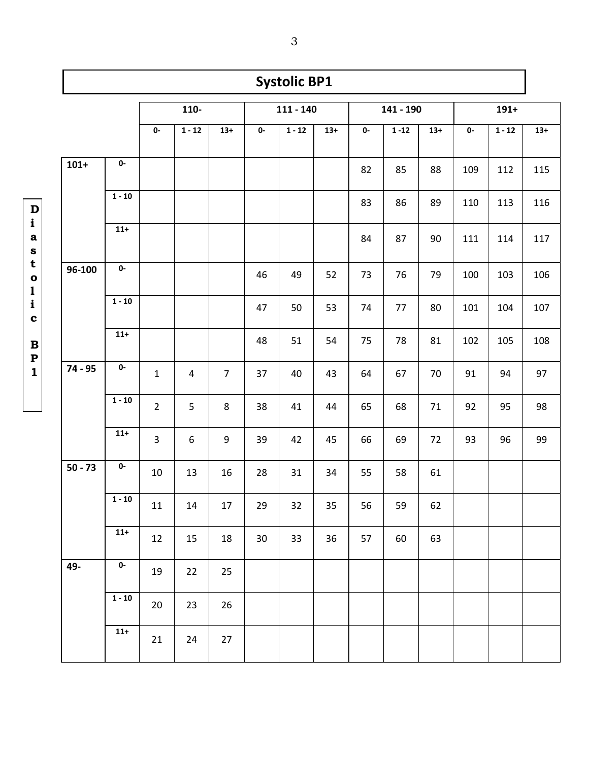## Systolic BP1

| Diastolic BP1 | | 110- | | | 111 - 140 | | | 141 - 190 | | | 191+ | | |
|---|---|---|---|---|---|---|---|---|---|---|---|---|---|
| | | 0- | 1 - 12 | 13+ | 0- | 1 - 12 | 13+ | 0- | 1 -12 | 13+ | 0- | 1 - 12 | 13+ |
| 101+ | 0- | | | | | | | 82 | 85 | 88 | 109 | 112 | 115 |
| | 1 - 10 | | | | | | | 83 | 86 | 89 | 110 | 113 | 116 |
| | 11+ | | | | | | | 84 | 87 | 90 | 111 | 114 | 117 |
| 96-100 | 0- | | | | 46 | 49 | 52 | 73 | 76 | 79 | 100 | 103 | 106 |
| | 1 - 10 | | | | 47 | 50 | 53 | 74 | 77 | 80 | 101 | 104 | 107 |
| | 11+ | | | | 48 | 51 | 54 | 75 | 78 | 81 | 102 | 105 | 108 |
| 74 - 95 | 0- | 1 | 4 | 7 | 37 | 40 | 43 | 64 | 67 | 70 | 91 | 94 | 97 |
| | 1 - 10 | 2 | 5 | 8 | 38 | 41 | 44 | 65 | 68 | 71 | 92 | 95 | 98 |
| | 11+ | 3 | 6 | 9 | 39 | 42 | 45 | 66 | 69 | 72 | 93 | 96 | 99 |
| 50 - 73 | 0- | 10 | 13 | 16 | 28 | 31 | 34 | 55 | 58 | 61 | | | |
| | 1 - 10 | 11 | 14 | 17 | 29 | 32 | 35 | 56 | 59 | 62 | | | |
| | 11+ | 12 | 15 | 18 | 30 | 33 | 36 | 57 | 60 | 63 | | | |
| 49- | 0- | 19 | 22 | 25 | | | | | | | | | |
| | 1 - 10 | 20 | 23 | 26 | | | | | | | | | |
| | 11+ | 21 | 24 | 27 | | | | | | | | | |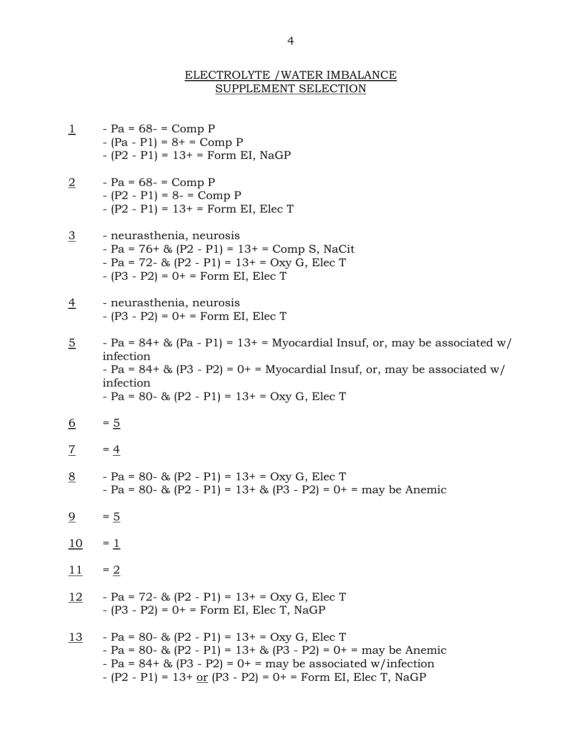## ELECTROLYTE /WATER IMBALANCE
## SUPPLEMENT SELECTION

<u>1</u>
- Pa = 68- = Comp P
- (Pa - P1) = 8+ = Comp P
- (P2 - P1) = 13+ = Form EI, NaGP

<u>2</u>
- Pa = 68- = Comp P
- (P2 - P1) = 8- = Comp P
- (P2 - P1) = 13+ = Form EI, Elec T

<u>3</u>
- neurasthenia, neurosis
- Pa = 76+ & (P2 - P1) = 13+ = Comp S, NaCit
- Pa = 72- & (P2 - P1) = 13+ = Oxy G, Elec T
- (P3 - P2) = 0+ = Form EI, Elec T

<u>4</u>
- neurasthenia, neurosis
- (P3 - P2) = 0+ = Form EI, Elec T

<u>5</u>
- Pa = 84+ & (Pa - P1) = 13+ = Myocardial Insuf, or, may be associated w/ infection
- Pa = 84+ & (P3 - P2) = 0+ = Myocardial Insuf, or, may be associated w/ infection
- Pa = 80- & (P2 - P1) = 13+ = Oxy G, Elec T

<u>6</u> = <u>5</u>

<u>7</u> = <u>4</u>

<u>8</u>
- Pa = 80- & (P2 - P1) = 13+ = Oxy G, Elec T
- Pa = 80- & (P2 - P1) = 13+ & (P3 - P2) = 0+ = may be Anemic

<u>9</u> = <u>5</u>

<u>10</u> = <u>1</u>

<u>11</u> = <u>2</u>

<u>12</u>
- Pa = 72- & (P2 - P1) = 13+ = Oxy G, Elec T
- (P3 - P2) = 0+ = Form EI, Elec T, NaGP

<u>13</u>
- Pa = 80- & (P2 - P1) = 13+ = Oxy G, Elec T
- Pa = 80- & (P2 - P1) = 13+ & (P3 - P2) = 0+ = may be Anemic
- Pa = 84+ & (P3 - P2) = 0+ = may be associated w/infection
- (P2 - P1) = 13+ <u>or</u> (P3 - P2) = 0+ = Form EI, Elec T, NaGP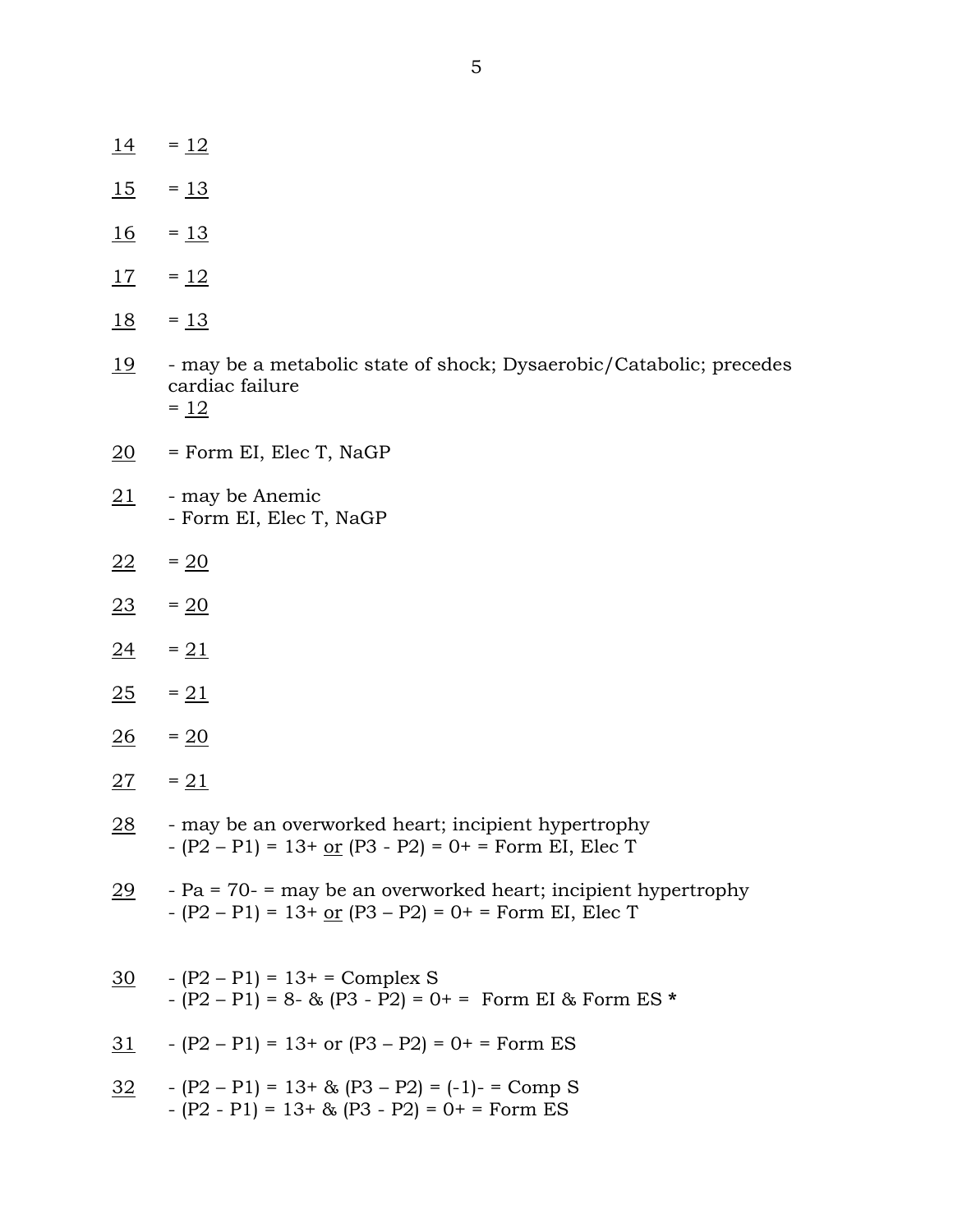<u>14</u> = <u>12</u>

<u>15</u> = <u>13</u>

<u>16</u> = <u>13</u>

<u>17</u> = <u>12</u>

<u>18</u> = <u>13</u>

<u>19</u> - may be a metabolic state of shock; Dysaerobic/Catabolic; precedes cardiac failure
= <u>12</u>

<u>20</u> = Form EI, Elec T, NaGP

<u>21</u> - may be Anemic
- Form EI, Elec T, NaGP

<u>22</u> = <u>20</u>

<u>23</u> = <u>20</u>

<u>24</u> = <u>21</u>

<u>25</u> = <u>21</u>

<u>26</u> = <u>20</u>

<u>27</u> = <u>21</u>

<u>28</u> - may be an overworked heart; incipient hypertrophy
- (P2 – P1) = 13+ <u>or</u> (P3 - P2) = 0+ = Form EI, Elec T

<u>29</u> - Pa = 70- = may be an overworked heart; incipient hypertrophy
- (P2 – P1) = 13+ <u>or</u> (P3 – P2) = 0+ = Form EI, Elec T

<u>30</u> - (P2 – P1) = 13+ = Complex S
- (P2 – P1) = 8- & (P3 - P2) = 0+ = Form EI & Form ES **\***

<u>31</u> - (P2 – P1) = 13+ or (P3 – P2) = 0+ = Form ES

<u>32</u> - (P2 – P1) = 13+ & (P3 – P2) = (-1)- = Comp S
- (P2 - P1) = 13+ & (P3 - P2) = 0+ = Form ES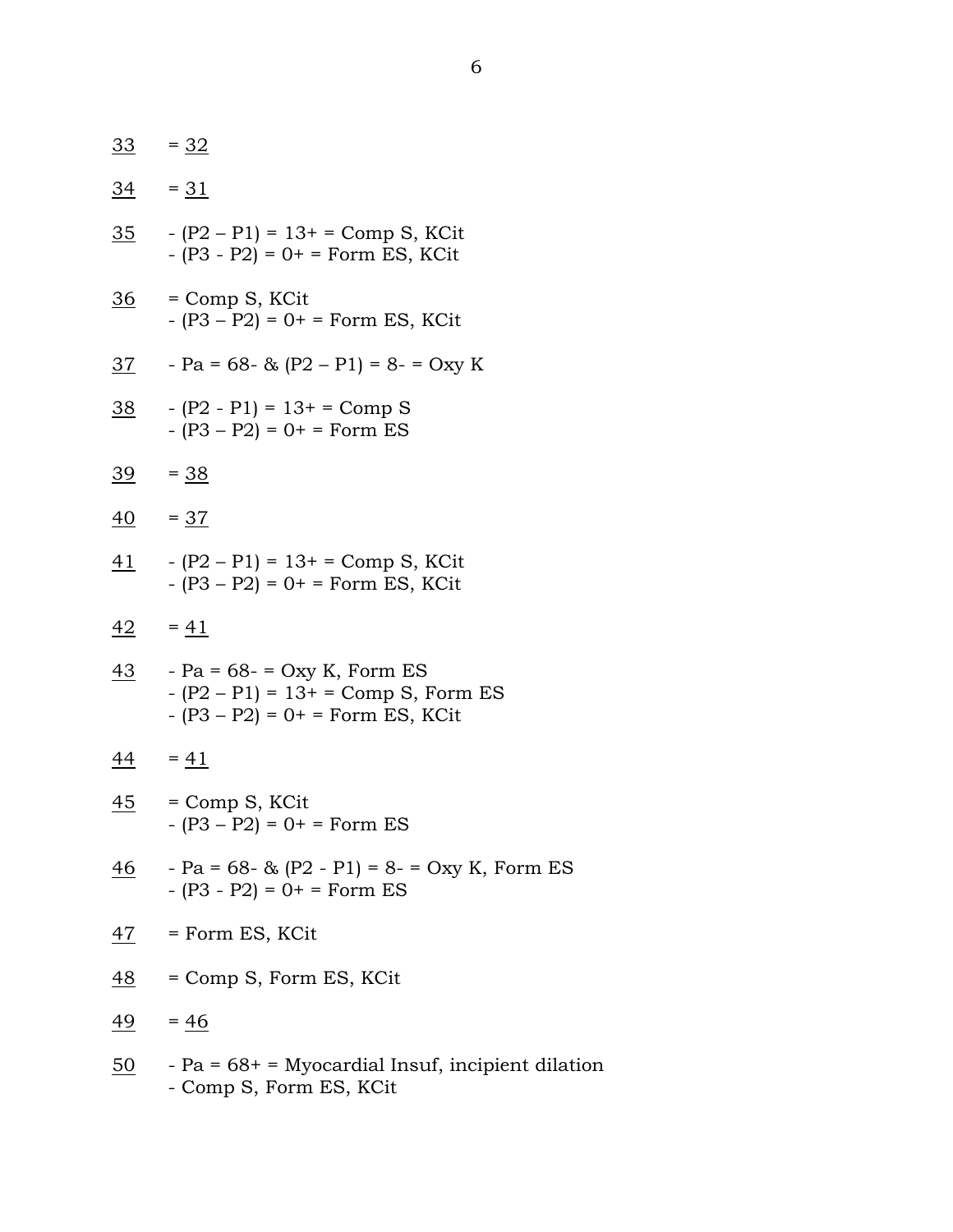33 = 32

34 = 31

35 - (P2 – P1) = 13+ = Comp S, KCit
- (P3 - P2) = 0+ = Form ES, KCit

36 = Comp S, KCit
- (P3 – P2) = 0+ = Form ES, KCit

37 - Pa = 68- & (P2 – P1) = 8- = Oxy K

38 - (P2 - P1) = 13+ = Comp S
- (P3 – P2) = 0+ = Form ES

39 = 38

40 = 37

41 - (P2 – P1) = 13+ = Comp S, KCit
- (P3 – P2) = 0+ = Form ES, KCit

42 = 41

43 - Pa = 68- = Oxy K, Form ES
- (P2 – P1) = 13+ = Comp S, Form ES
- (P3 – P2) = 0+ = Form ES, KCit

44 = 41

45 = Comp S, KCit
- (P3 – P2) = 0+ = Form ES

46 - Pa = 68- & (P2 - P1) = 8- = Oxy K, Form ES
- (P3 - P2) = 0+ = Form ES

47 = Form ES, KCit

48 = Comp S, Form ES, KCit

49 = 46

50 - Pa = 68+ = Myocardial Insuf, incipient dilation
- Comp S, Form ES, KCit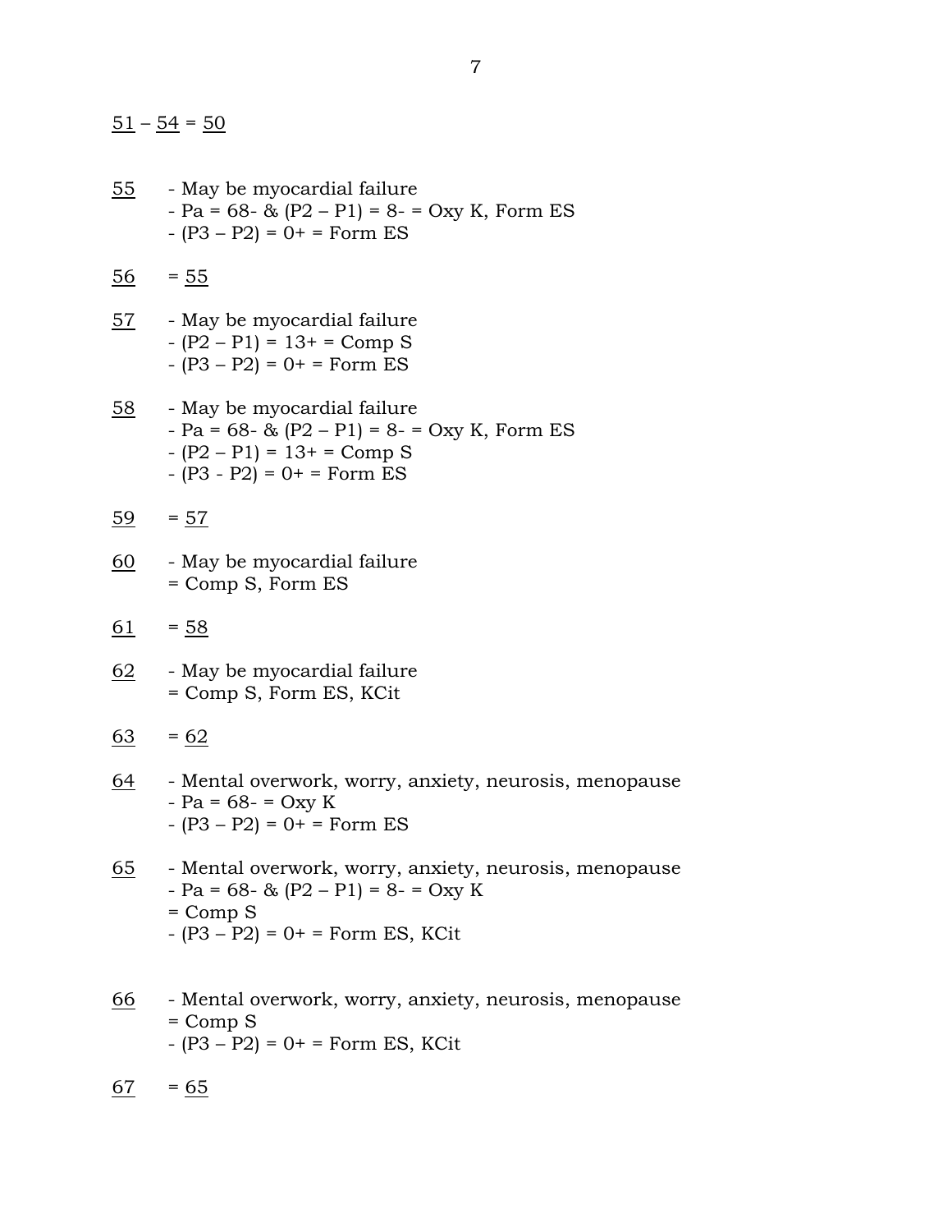<u>51</u> – <u>54</u> = <u>50</u>

<u>55</u> - May be myocardial failure
- Pa = 68- & (P2 – P1) = 8- = Oxy K, Form ES
- (P3 – P2) = 0+ = Form ES

<u>56</u> = <u>55</u>

<u>57</u> - May be myocardial failure
- (P2 – P1) = 13+ = Comp S
- (P3 – P2) = 0+ = Form ES

<u>58</u> - May be myocardial failure
- Pa = 68- & (P2 – P1) = 8- = Oxy K, Form ES
- (P2 – P1) = 13+ = Comp S
- (P3 - P2) = 0+ = Form ES

<u>59</u> = <u>57</u>

<u>60</u> - May be myocardial failure
= Comp S, Form ES

<u>61</u> = <u>58</u>

<u>62</u> - May be myocardial failure
= Comp S, Form ES, KCit

<u>63</u> = <u>62</u>

<u>64</u> - Mental overwork, worry, anxiety, neurosis, menopause
- Pa = 68- = Oxy K
- (P3 – P2) = 0+ = Form ES

<u>65</u> - Mental overwork, worry, anxiety, neurosis, menopause
- Pa = 68- & (P2 – P1) = 8- = Oxy K
= Comp S
- (P3 – P2) = 0+ = Form ES, KCit

<u>66</u> - Mental overwork, worry, anxiety, neurosis, menopause
= Comp S
- (P3 – P2) = 0+ = Form ES, KCit

<u>67</u> = <u>65</u>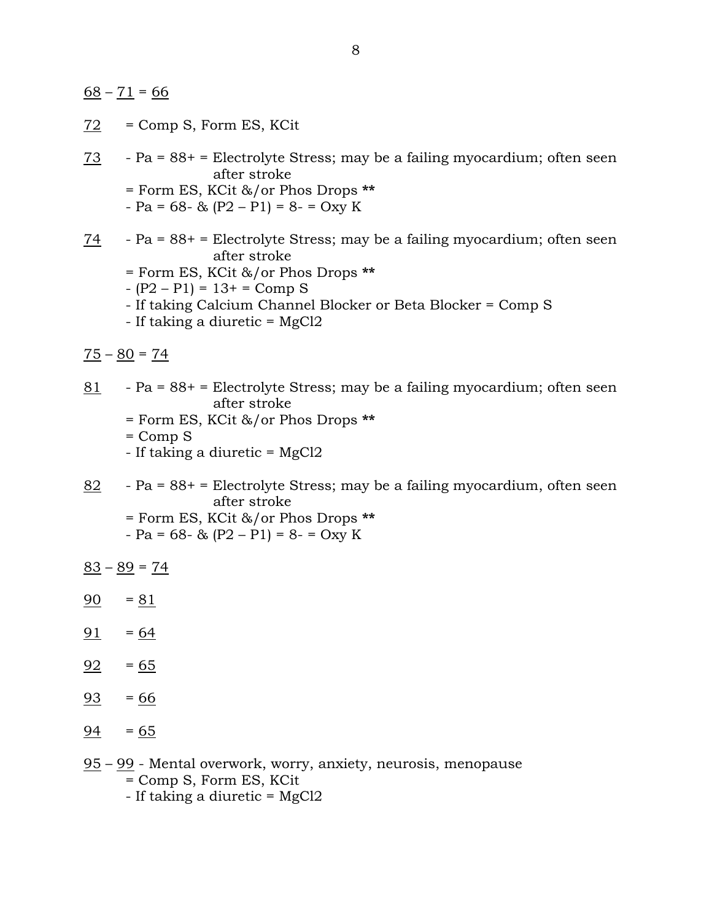<u>68</u> – <u>71</u> = <u>66</u>

<u>72</u> = Comp S, Form ES, KCit

<u>73</u> - Pa = 88+ = Electrolyte Stress; may be a failing myocardium; often seen after stroke
= Form ES, KCit &/or Phos Drops **
- Pa = 68- & (P2 – P1) = 8- = Oxy K

<u>74</u> - Pa = 88+ = Electrolyte Stress; may be a failing myocardium; often seen after stroke
= Form ES, KCit &/or Phos Drops **
- (P2 – P1) = 13+ = Comp S
- If taking Calcium Channel Blocker or Beta Blocker = Comp S
- If taking a diuretic = MgCl2

<u>75</u> – <u>80</u> = <u>74</u>

<u>81</u> - Pa = 88+ = Electrolyte Stress; may be a failing myocardium; often seen after stroke
= Form ES, KCit &/or Phos Drops **
= Comp S
- If taking a diuretic = MgCl2

<u>82</u> - Pa = 88+ = Electrolyte Stress; may be a failing myocardium, often seen after stroke
= Form ES, KCit &/or Phos Drops **
- Pa = 68- & (P2 – P1) = 8- = Oxy K

<u>83</u> – <u>89</u> = <u>74</u>

<u>90</u> = <u>81</u>

<u>91</u> = <u>64</u>

<u>92</u> = <u>65</u>

<u>93</u> = <u>66</u>

<u>94</u> = <u>65</u>

<u>95</u> – <u>99</u> - Mental overwork, worry, anxiety, neurosis, menopause
= Comp S, Form ES, KCit
- If taking a diuretic = MgCl2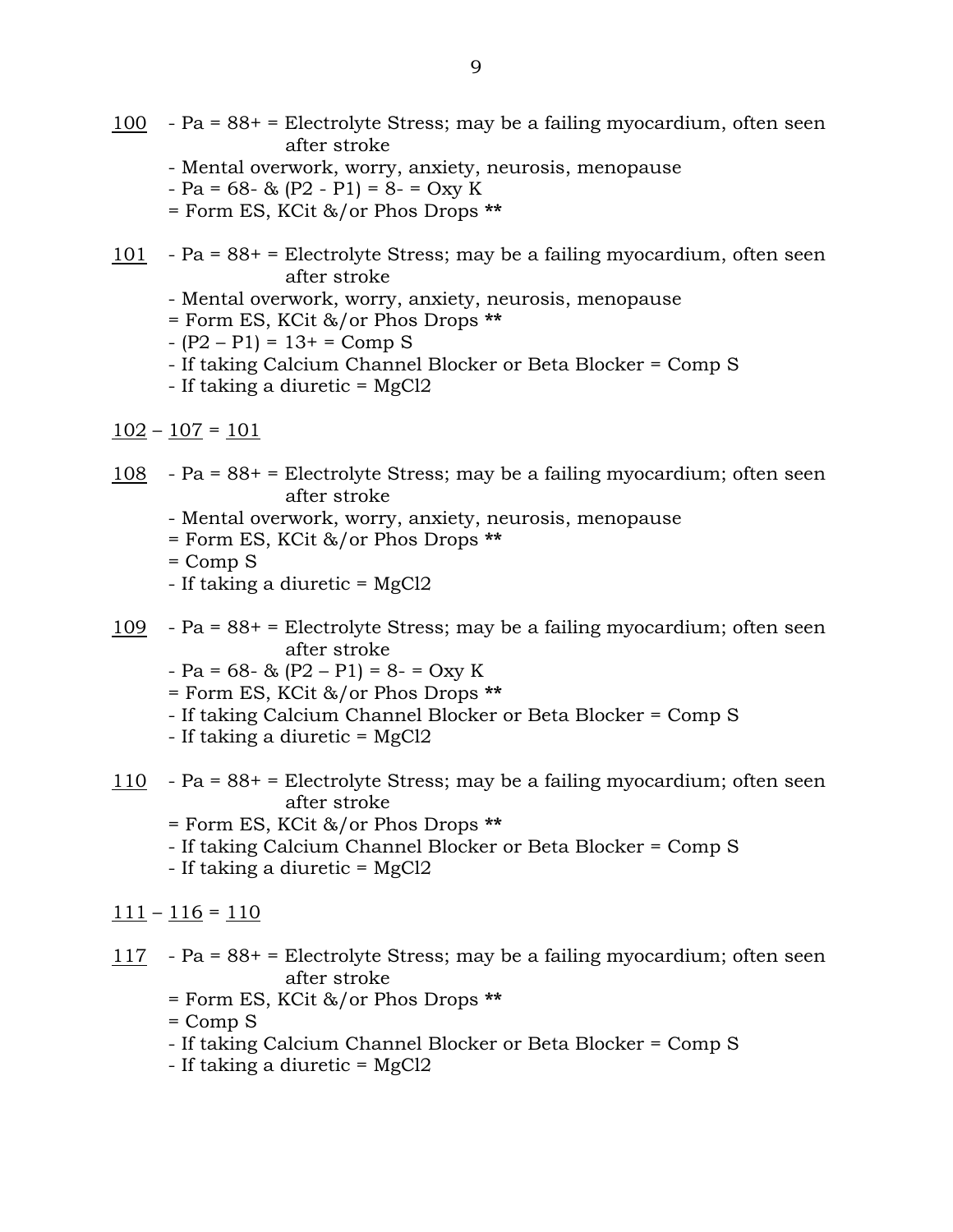<u>100</u> - Pa = 88+ = Electrolyte Stress; may be a failing myocardium, often seen after stroke
- Mental overwork, worry, anxiety, neurosis, menopause
- Pa = 68- & (P2 - P1) = 8- = Oxy K
= Form ES, KCit &/or Phos Drops **

<u>101</u> - Pa = 88+ = Electrolyte Stress; may be a failing myocardium, often seen after stroke
- Mental overwork, worry, anxiety, neurosis, menopause
= Form ES, KCit &/or Phos Drops **
- (P2 – P1) = 13+ = Comp S
- If taking Calcium Channel Blocker or Beta Blocker = Comp S
- If taking a diuretic = MgCl2

<u>102</u> – <u>107</u> = <u>101</u>

<u>108</u> - Pa = 88+ = Electrolyte Stress; may be a failing myocardium; often seen after stroke
- Mental overwork, worry, anxiety, neurosis, menopause
= Form ES, KCit &/or Phos Drops **
= Comp S
- If taking a diuretic = MgCl2

<u>109</u> - Pa = 88+ = Electrolyte Stress; may be a failing myocardium; often seen after stroke
- Pa = 68- & (P2 – P1) = 8- = Oxy K
= Form ES, KCit &/or Phos Drops **
- If taking Calcium Channel Blocker or Beta Blocker = Comp S
- If taking a diuretic = MgCl2

<u>110</u> - Pa = 88+ = Electrolyte Stress; may be a failing myocardium; often seen after stroke
= Form ES, KCit &/or Phos Drops **
- If taking Calcium Channel Blocker or Beta Blocker = Comp S
- If taking a diuretic = MgCl2

<u>111</u> – <u>116</u> = <u>110</u>

<u>117</u> - Pa = 88+ = Electrolyte Stress; may be a failing myocardium; often seen after stroke
= Form ES, KCit &/or Phos Drops **
= Comp S
- If taking Calcium Channel Blocker or Beta Blocker = Comp S
- If taking a diuretic = MgCl2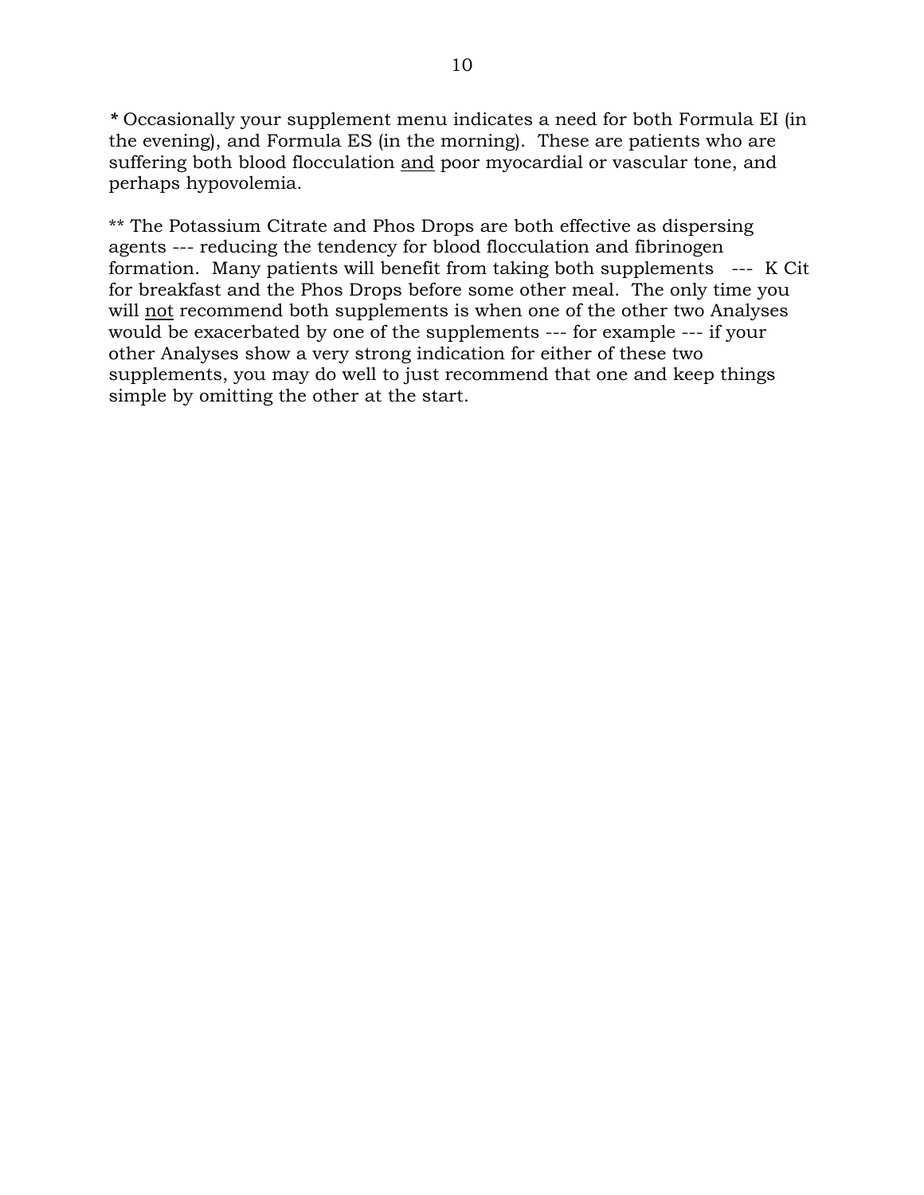**\*** Occasionally your supplement menu indicates a need for both Formula EI (in the evening), and Formula ES (in the morning). These are patients who are suffering both blood flocculation <u>and</u> poor myocardial or vascular tone, and perhaps hypovolemia.

** The Potassium Citrate and Phos Drops are both effective as dispersing agents --- reducing the tendency for blood flocculation and fibrinogen formation. Many patients will benefit from taking both supplements --- K Cit for breakfast and the Phos Drops before some other meal. The only time you will <u>not</u> recommend both supplements is when one of the other two Analyses would be exacerbated by one of the supplements --- for example --- if your other Analyses show a very strong indication for either of these two supplements, you may do well to just recommend that one and keep things simple by omitting the other at the start.